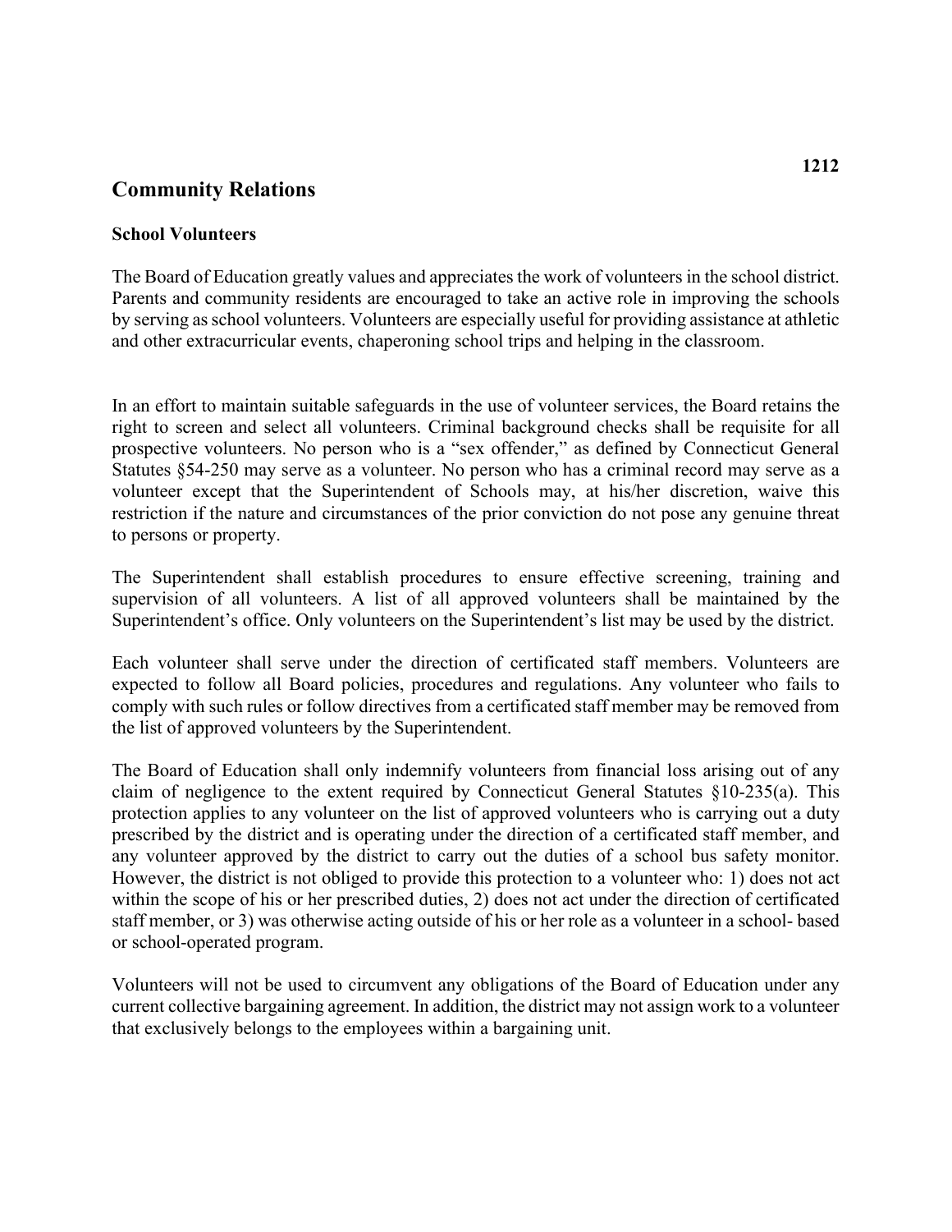# Community Relations

## School Volunteers

The Board of Education greatly values and appreciates the work of volunteers in the school district. Parents and community residents are encouraged to take an active role in improving the schools by serving as school volunteers. Volunteers are especially useful for providing assistance at athletic and other extracurricular events, chaperoning school trips and helping in the classroom.

In an effort to maintain suitable safeguards in the use of volunteer services, the Board retains the right to screen and select all volunteers. Criminal background checks shall be requisite for all prospective volunteers. No person who is a "sex offender," as defined by Connecticut General Statutes §54-250 may serve as a volunteer. No person who has a criminal record may serve as a volunteer except that the Superintendent of Schools may, at his/her discretion, waive this restriction if the nature and circumstances of the prior conviction do not pose any genuine threat to persons or property.

The Superintendent shall establish procedures to ensure effective screening, training and supervision of all volunteers. A list of all approved volunteers shall be maintained by the Superintendent's office. Only volunteers on the Superintendent's list may be used by the district.

Each volunteer shall serve under the direction of certificated staff members. Volunteers are expected to follow all Board policies, procedures and regulations. Any volunteer who fails to comply with such rules or follow directives from a certificated staff member may be removed from the list of approved volunteers by the Superintendent.

The Board of Education shall only indemnify volunteers from financial loss arising out of any claim of negligence to the extent required by Connecticut General Statutes §10-235(a). This protection applies to any volunteer on the list of approved volunteers who is carrying out a duty prescribed by the district and is operating under the direction of a certificated staff member, and any volunteer approved by the district to carry out the duties of a school bus safety monitor. However, the district is not obliged to provide this protection to a volunteer who: 1) does not act within the scope of his or her prescribed duties, 2) does not act under the direction of certificated staff member, or 3) was otherwise acting outside of his or her role as a volunteer in a school- based or school-operated program.

Volunteers will not be used to circumvent any obligations of the Board of Education under any current collective bargaining agreement. In addition, the district may not assign work to a volunteer that exclusively belongs to the employees within a bargaining unit.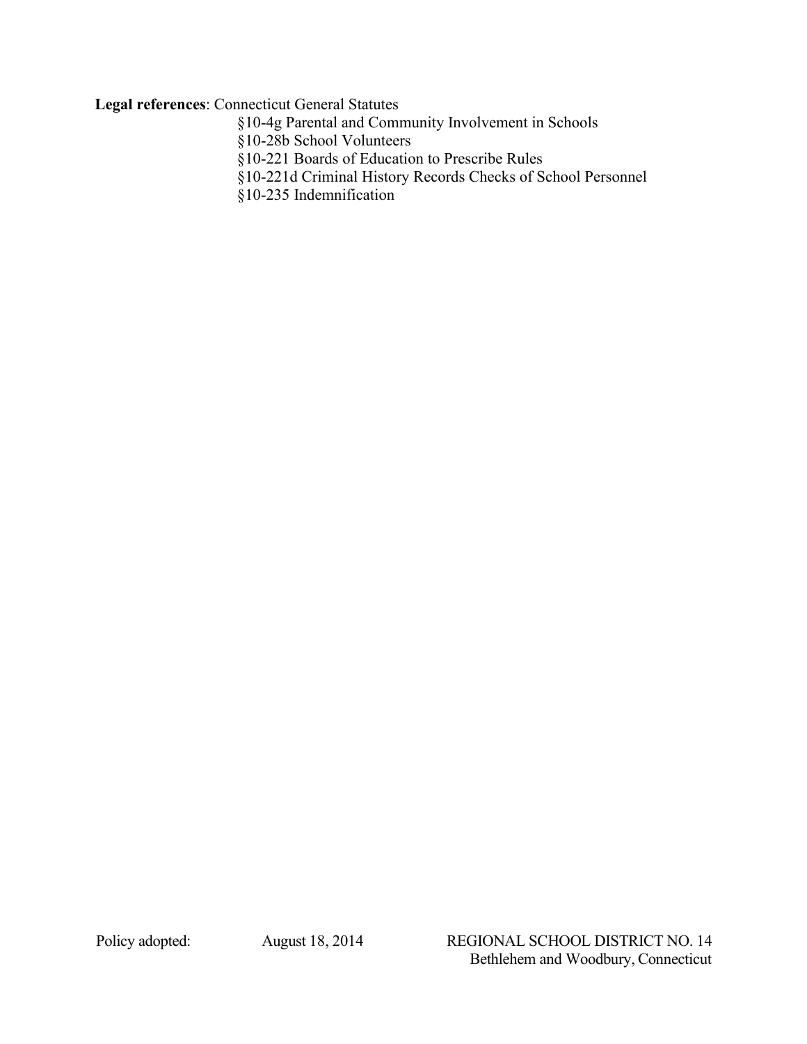**Legal references**: Connecticut General Statutes

§10-4g Parental and Community Involvement in Schools
§10-28b School Volunteers
§10-221 Boards of Education to Prescribe Rules
§10-221d Criminal History Records Checks of School Personnel
§10-235 Indemnification

Policy adopted: August 18, 2014

REGIONAL SCHOOL DISTRICT NO. 14
Bethlehem and Woodbury, Connecticut